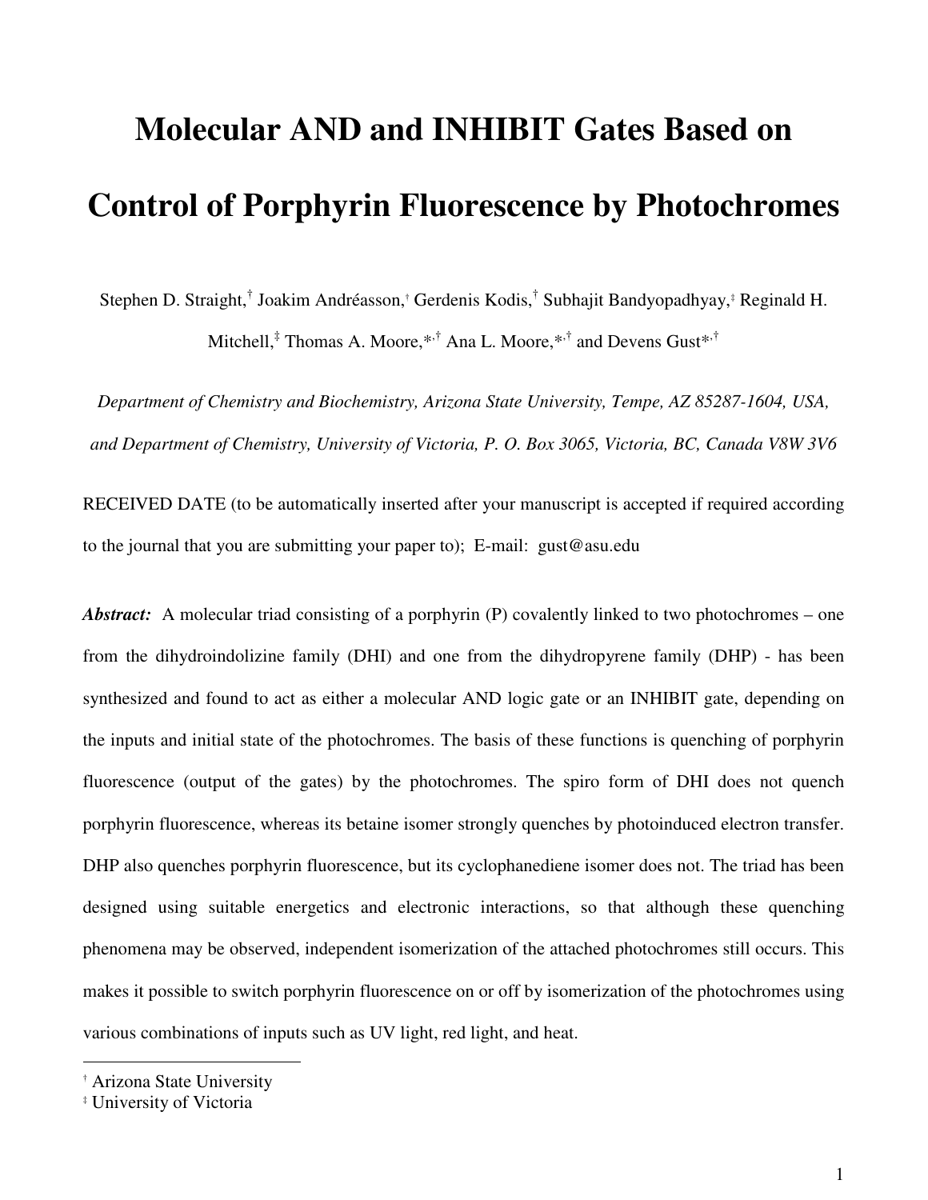# Molecular AND and INHIBIT Gates Based on Control of Porphyrin Fluorescence by Photochromes

Stephen D. Straight,[†] Joakim Andréasson,[†] Gerdenis Kodis,[†] Subhajit Bandyopadhyay,[‡] Reginald H. Mitchell,[‡] Thomas A. Moore,*,[†] Ana L. Moore,*,[†] and Devens Gust*,[†]

*Department of Chemistry and Biochemistry, Arizona State University, Tempe, AZ 85287-1604, USA, and Department of Chemistry, University of Victoria, P. O. Box 3065, Victoria, BC, Canada V8W 3V6*

RECEIVED DATE (to be automatically inserted after your manuscript is accepted if required according to the journal that you are submitting your paper to); E-mail: gust@asu.edu

***Abstract:*** A molecular triad consisting of a porphyrin (P) covalently linked to two photochromes – one from the dihydroindolizine family (DHI) and one from the dihydropyrene family (DHP) - has been synthesized and found to act as either a molecular AND logic gate or an INHIBIT gate, depending on the inputs and initial state of the photochromes. The basis of these functions is quenching of porphyrin fluorescence (output of the gates) by the photochromes. The spiro form of DHI does not quench porphyrin fluorescence, whereas its betaine isomer strongly quenches by photoinduced electron transfer. DHP also quenches porphyrin fluorescence, but its cyclophanediene isomer does not. The triad has been designed using suitable energetics and electronic interactions, so that although these quenching phenomena may be observed, independent isomerization of the attached photochromes still occurs. This makes it possible to switch porphyrin fluorescence on or off by isomerization of the photochromes using various combinations of inputs such as UV light, red light, and heat.

[†] Arizona State University
[‡] University of Victoria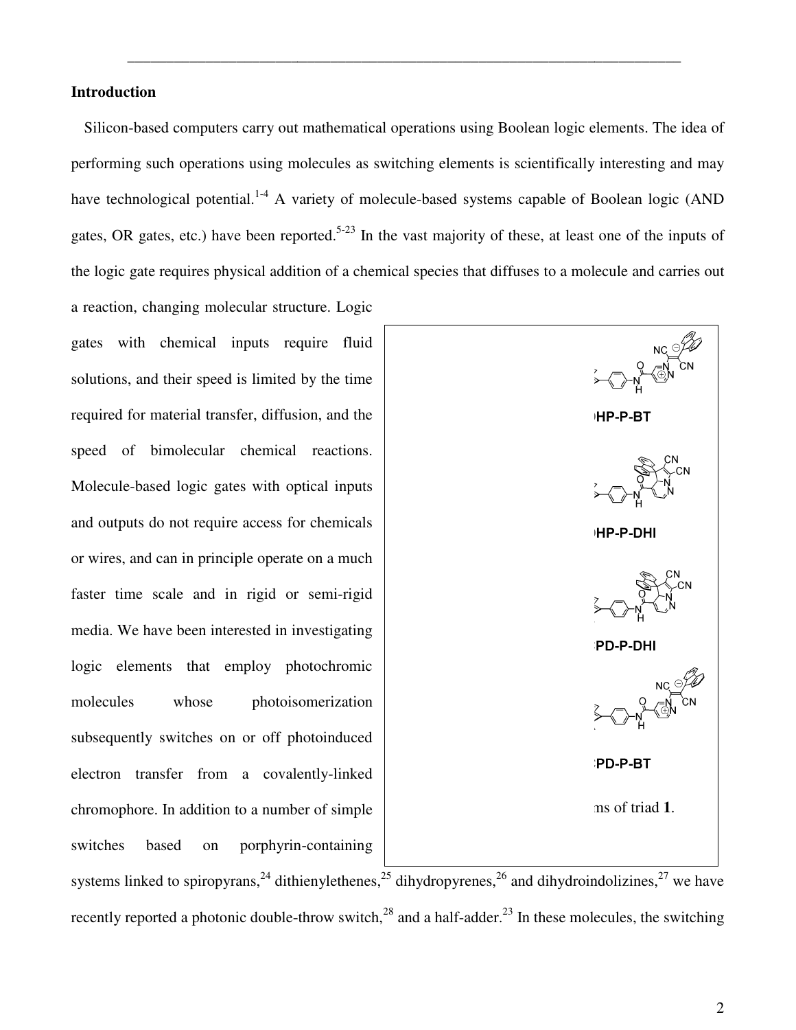## Introduction

Silicon-based computers carry out mathematical operations using Boolean logic elements. The idea of performing such operations using molecules as switching elements is scientifically interesting and may have technological potential.[1-4] A variety of molecule-based systems capable of Boolean logic (AND gates, OR gates, etc.) have been reported.[5-23] In the vast majority of these, at least one of the inputs of the logic gate requires physical addition of a chemical species that diffuses to a molecule and carries out a reaction, changing molecular structure. Logic gates with chemical inputs require fluid solutions, and their speed is limited by the time required for material transfer, diffusion, and the speed of bimolecular chemical reactions. Molecule-based logic gates with optical inputs and outputs do not require access for chemicals or wires, and can in principle operate on a much faster time scale and in rigid or semi-rigid media. We have been interested in investigating logic elements that employ photochromic molecules whose photoisomerization subsequently switches on or off photoinduced electron transfer from a covalently-linked chromophore. In addition to a number of simple switches based on porphyrin-containing systems linked to spiropyrans,[24] dithienylethenes,[25] dihydropyrenes,[26] and dihydroindolizines,[27] we have recently reported a photonic double-throw switch,[28] and a half-adder.[23] In these molecules, the switching

HP-P-BT

HP-P-DHI

PD-P-DHI

PD-P-BT

ms of triad **1**.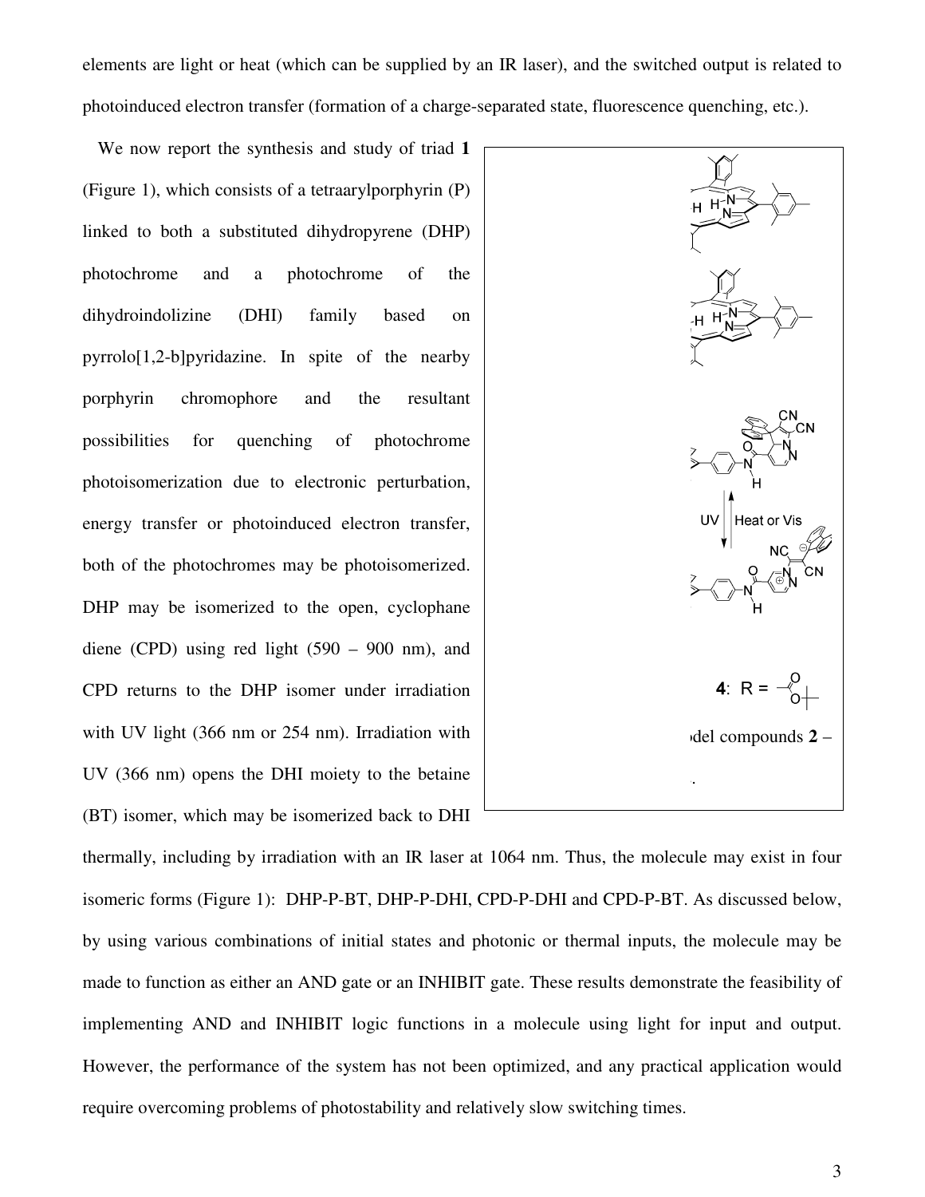elements are light or heat (which can be supplied by an IR laser), and the switched output is related to photoinduced electron transfer (formation of a charge-separated state, fluorescence quenching, etc.).

We now report the synthesis and study of triad **1** (Figure 1), which consists of a tetraarylporphyrin (P) linked to both a substituted dihydropyrene (DHP) photochrome and a photochrome of the dihydroindolizine (DHI) family based on pyrrolo[1,2-b]pyridazine. In spite of the nearby porphyrin chromophore and the resultant possibilities for quenching of photochrome photoisomerization due to electronic perturbation, energy transfer or photoinduced electron transfer, both of the photochromes may be photoisomerized. DHP may be isomerized to the open, cyclophane diene (CPD) using red light (590 – 900 nm), and CPD returns to the DHP isomer under irradiation with UV light (366 nm or 254 nm). Irradiation with UV (366 nm) opens the DHI moiety to the betaine (BT) isomer, which may be isomerized back to DHI thermally, including by irradiation with an IR laser at 1064 nm. Thus, the molecule may exist in four isomeric forms (Figure 1): DHP-P-BT, DHP-P-DHI, CPD-P-DHI and CPD-P-BT. As discussed below, by using various combinations of initial states and photonic or thermal inputs, the molecule may be made to function as either an AND gate or an INHIBIT gate. These results demonstrate the feasibility of implementing AND and INHIBIT logic functions in a molecule using light for input and output. However, the performance of the system has not been optimized, and any practical application would require overcoming problems of photostability and relatively slow switching times.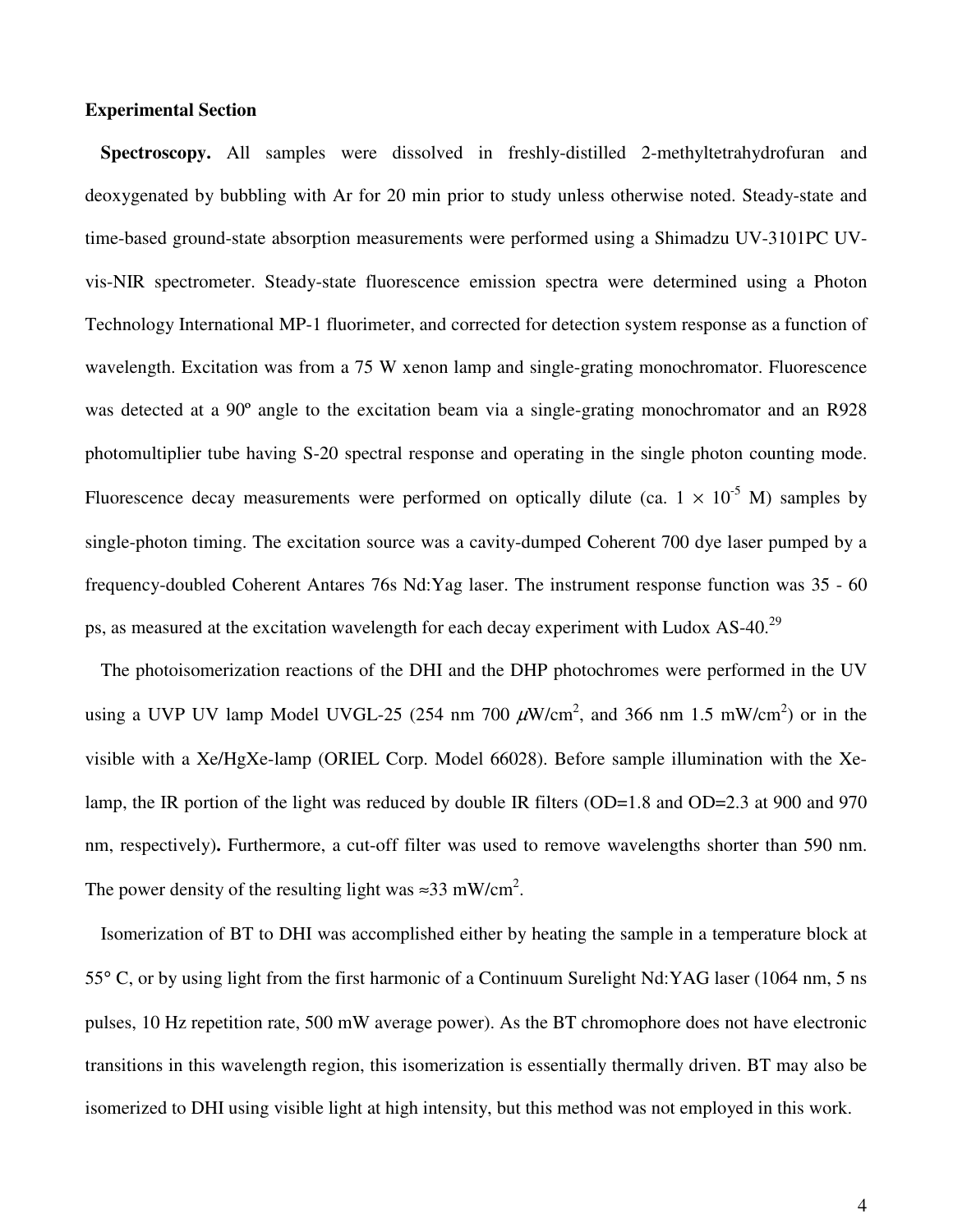**Experimental Section**

**Spectroscopy.** All samples were dissolved in freshly-distilled 2-methyltetrahydrofuran and deoxygenated by bubbling with Ar for 20 min prior to study unless otherwise noted. Steady-state and time-based ground-state absorption measurements were performed using a Shimadzu UV-3101PC UV-vis-NIR spectrometer. Steady-state fluorescence emission spectra were determined using a Photon Technology International MP-1 fluorimeter, and corrected for detection system response as a function of wavelength. Excitation was from a 75 W xenon lamp and single-grating monochromator. Fluorescence was detected at a 90º angle to the excitation beam via a single-grating monochromator and an R928 photomultiplier tube having S-20 spectral response and operating in the single photon counting mode. Fluorescence decay measurements were performed on optically dilute (ca. $1 \times 10^{-5}$ M) samples by single-photon timing. The excitation source was a cavity-dumped Coherent 700 dye laser pumped by a frequency-doubled Coherent Antares 76s Nd:Yag laser. The instrument response function was 35 - 60 ps, as measured at the excitation wavelength for each decay experiment with Ludox AS-40.[29]

The photoisomerization reactions of the DHI and the DHP photochromes were performed in the UV using a UVP UV lamp Model UVGL-25 (254 nm 700 $\mu$W/cm$^2$, and 366 nm 1.5 mW/cm$^2$) or in the visible with a Xe/HgXe-lamp (ORIEL Corp. Model 66028). Before sample illumination with the Xe-lamp, the IR portion of the light was reduced by double IR filters (OD=1.8 and OD=2.3 at 900 and 970 nm, respectively)**.** Furthermore, a cut-off filter was used to remove wavelengths shorter than 590 nm. The power density of the resulting light was ≈33 mW/cm$^2$.

Isomerization of BT to DHI was accomplished either by heating the sample in a temperature block at 55° C, or by using light from the first harmonic of a Continuum Surelight Nd:YAG laser (1064 nm, 5 ns pulses, 10 Hz repetition rate, 500 mW average power). As the BT chromophore does not have electronic transitions in this wavelength region, this isomerization is essentially thermally driven. BT may also be isomerized to DHI using visible light at high intensity, but this method was not employed in this work.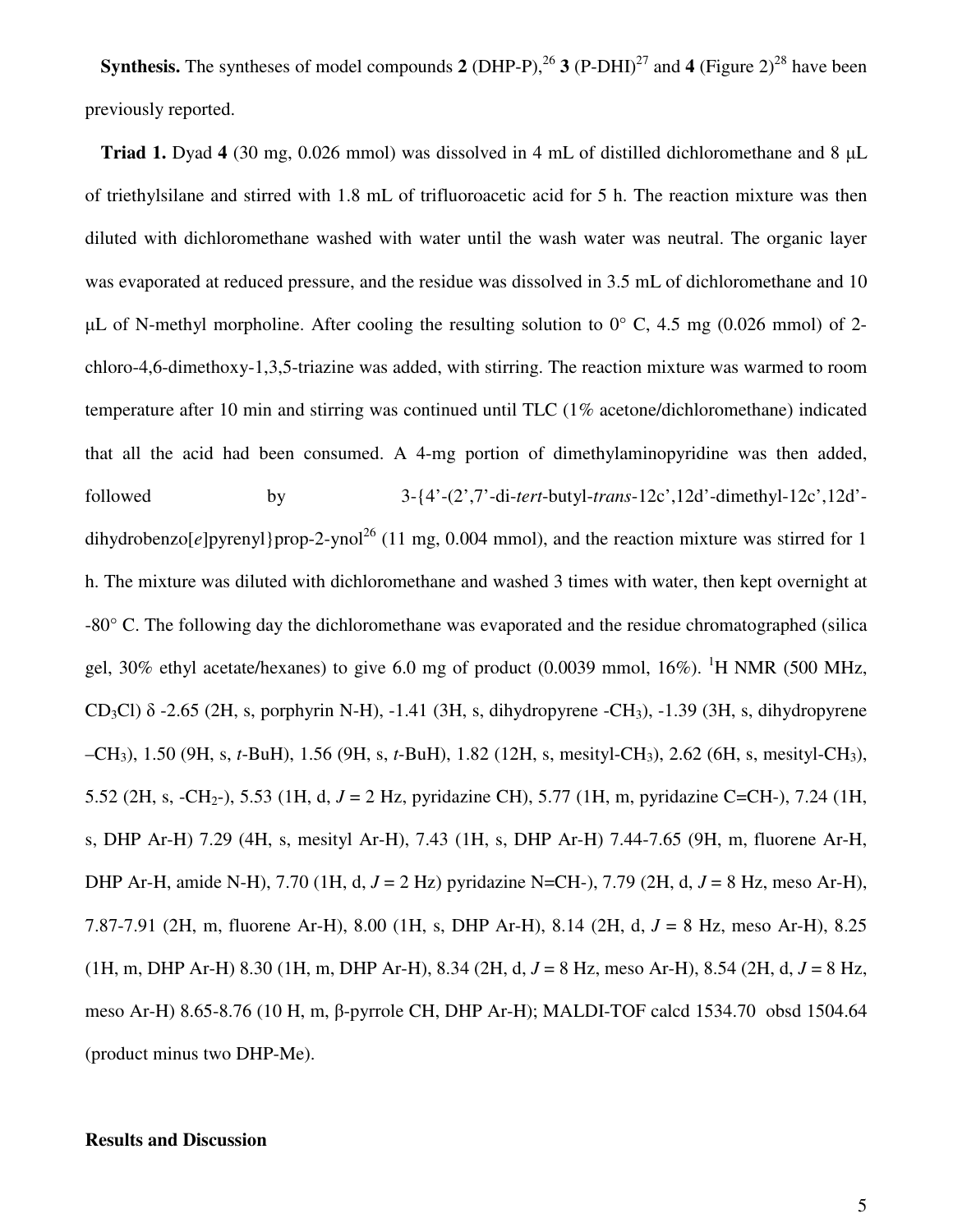**Synthesis.** The syntheses of model compounds **2** (DHP-P),[26] **3** (P-DHI)[27] and **4** (Figure 2)[28] have been previously reported.

**Triad 1.** Dyad **4** (30 mg, 0.026 mmol) was dissolved in 4 mL of distilled dichloromethane and 8 μL of triethylsilane and stirred with 1.8 mL of trifluoroacetic acid for 5 h. The reaction mixture was then diluted with dichloromethane washed with water until the wash water was neutral. The organic layer was evaporated at reduced pressure, and the residue was dissolved in 3.5 mL of dichloromethane and 10 μL of N-methyl morpholine. After cooling the resulting solution to 0° C, 4.5 mg (0.026 mmol) of 2-chloro-4,6-dimethoxy-1,3,5-triazine was added, with stirring. The reaction mixture was warmed to room temperature after 10 min and stirring was continued until TLC (1% acetone/dichloromethane) indicated that all the acid had been consumed. A 4-mg portion of dimethylaminopyridine was then added, followed by 3-{4'-(2',7'-di-*tert*-butyl-*trans*-12c',12d'-dimethyl-12c',12d'-dihydrobenzo[*e*]pyrenyl}prop-2-ynol[26] (11 mg, 0.004 mmol), and the reaction mixture was stirred for 1 h. The mixture was diluted with dichloromethane and washed 3 times with water, then kept overnight at -80° C. The following day the dichloromethane was evaporated and the residue chromatographed (silica gel, 30% ethyl acetate/hexanes) to give 6.0 mg of product (0.0039 mmol, 16%). $^1$H NMR (500 MHz, $CD_3Cl$) δ -2.65 (2H, s, porphyrin N-H), -1.41 (3H, s, dihydropyrene -$CH_3$), -1.39 (3H, s, dihydropyrene –$CH_3$), 1.50 (9H, s, *t*-BuH), 1.56 (9H, s, *t*-BuH), 1.82 (12H, s, mesityl-$CH_3$), 2.62 (6H, s, mesityl-$CH_3$), 5.52 (2H, s, -$CH_2$-), 5.53 (1H, d, *J* = 2 Hz, pyridazine CH), 5.77 (1H, m, pyridazine C=CH-), 7.24 (1H, s, DHP Ar-H) 7.29 (4H, s, mesityl Ar-H), 7.43 (1H, s, DHP Ar-H) 7.44-7.65 (9H, m, fluorene Ar-H, DHP Ar-H, amide N-H), 7.70 (1H, d, *J* = 2 Hz) pyridazine N=CH-), 7.79 (2H, d, *J* = 8 Hz, meso Ar-H), 7.87-7.91 (2H, m, fluorene Ar-H), 8.00 (1H, s, DHP Ar-H), 8.14 (2H, d, *J* = 8 Hz, meso Ar-H), 8.25 (1H, m, DHP Ar-H) 8.30 (1H, m, DHP Ar-H), 8.34 (2H, d, *J* = 8 Hz, meso Ar-H), 8.54 (2H, d, *J* = 8 Hz, meso Ar-H) 8.65-8.76 (10 H, m, β-pyrrole CH, DHP Ar-H); MALDI-TOF calcd 1534.70 obsd 1504.64 (product minus two DHP-Me).

## Results and Discussion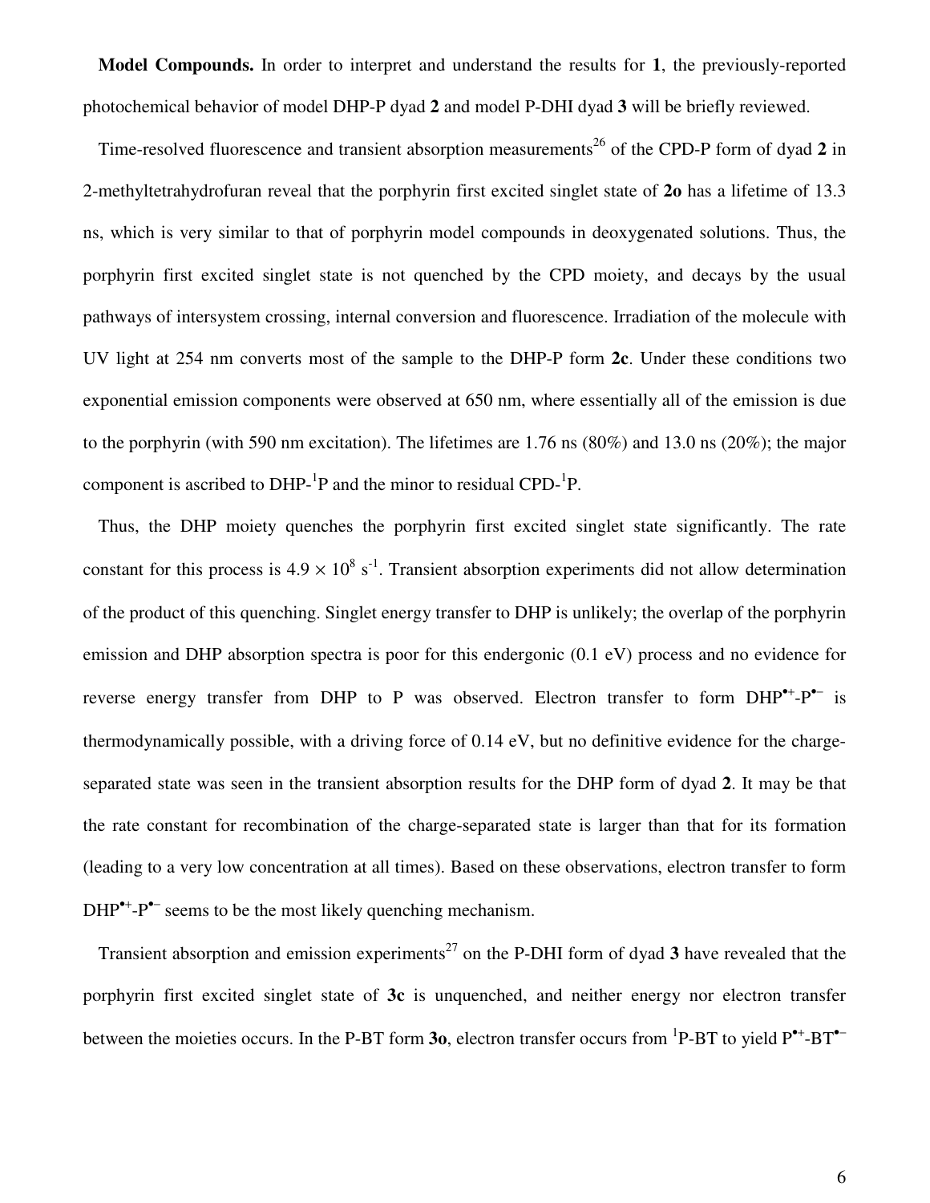**Model Compounds.** In order to interpret and understand the results for **1**, the previously-reported photochemical behavior of model DHP-P dyad **2** and model P-DHI dyad **3** will be briefly reviewed.

Time-resolved fluorescence and transient absorption measurements[26] of the CPD-P form of dyad **2** in 2-methyltetrahydrofuran reveal that the porphyrin first excited singlet state of **2o** has a lifetime of 13.3 ns, which is very similar to that of porphyrin model compounds in deoxygenated solutions. Thus, the porphyrin first excited singlet state is not quenched by the CPD moiety, and decays by the usual pathways of intersystem crossing, internal conversion and fluorescence. Irradiation of the molecule with UV light at 254 nm converts most of the sample to the DHP-P form **2c**. Under these conditions two exponential emission components were observed at 650 nm, where essentially all of the emission is due to the porphyrin (with 590 nm excitation). The lifetimes are 1.76 ns (80%) and 13.0 ns (20%); the major component is ascribed to DHP-$^1$P and the minor to residual CPD-$^1$P.

Thus, the DHP moiety quenches the porphyrin first excited singlet state significantly. The rate constant for this process is $4.9 \times 10^8$ s$^{-1}$. Transient absorption experiments did not allow determination of the product of this quenching. Singlet energy transfer to DHP is unlikely; the overlap of the porphyrin emission and DHP absorption spectra is poor for this endergonic (0.1 eV) process and no evidence for reverse energy transfer from DHP to P was observed. Electron transfer to form DHP$^{\bullet+}$-P$^{\bullet-}$ is thermodynamically possible, with a driving force of 0.14 eV, but no definitive evidence for the charge-separated state was seen in the transient absorption results for the DHP form of dyad **2**. It may be that the rate constant for recombination of the charge-separated state is larger than that for its formation (leading to a very low concentration at all times). Based on these observations, electron transfer to form DHP$^{\bullet+}$-P$^{\bullet-}$ seems to be the most likely quenching mechanism.

Transient absorption and emission experiments[27] on the P-DHI form of dyad **3** have revealed that the porphyrin first excited singlet state of **3c** is unquenched, and neither energy nor electron transfer between the moieties occurs. In the P-BT form **3o**, electron transfer occurs from $^1$P-BT to yield P$^{\bullet+}$-BT$^{\bullet-}$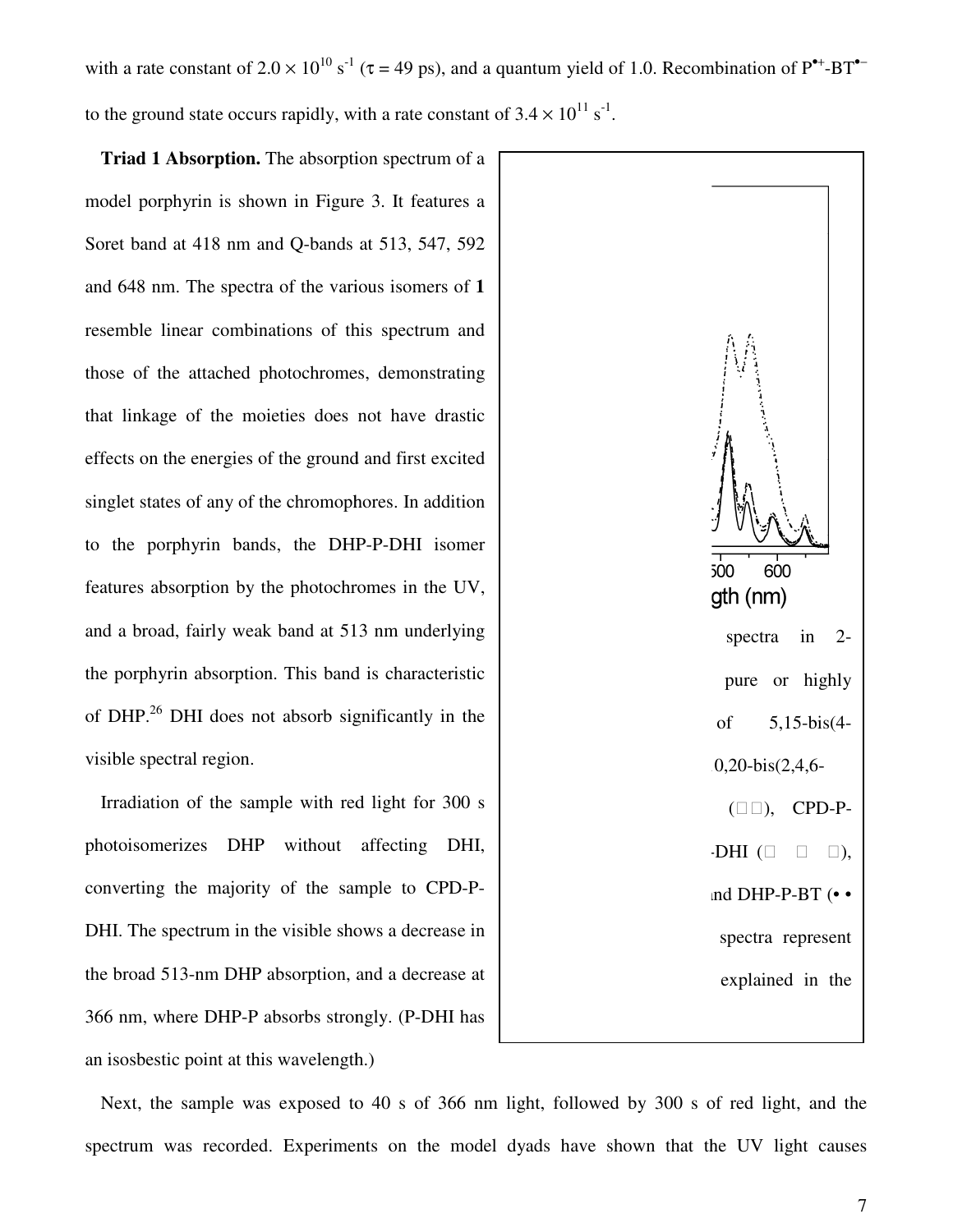with a rate constant of $2.0 \times 10^{10}$ s$^{-1}$ ($\tau$ = 49 ps), and a quantum yield of 1.0. Recombination of P$^{\bullet+}$-BT$^{\bullet-}$ to the ground state occurs rapidly, with a rate constant of $3.4 \times 10^{11}$ s$^{-1}$.

**Triad 1 Absorption.** The absorption spectrum of a model porphyrin is shown in Figure 3. It features a Soret band at 418 nm and Q-bands at 513, 547, 592 and 648 nm. The spectra of the various isomers of **1** resemble linear combinations of this spectrum and those of the attached photochromes, demonstrating that linkage of the moieties does not have drastic effects on the energies of the ground and first excited singlet states of any of the chromophores. In addition to the porphyrin bands, the DHP-P-DHI isomer features absorption by the photochromes in the UV, and a broad, fairly weak band at 513 nm underlying the porphyrin absorption. This band is characteristic of DHP.[26] DHI does not absorb significantly in the visible spectral region.

500 600

gth (nm)

spectra in 2-

pure or highly

of 5,15-bis(4-

0,20-bis(2,4,6-

(□□), CPD-P-

-DHI (□ □ □),

ınd DHP-P-BT (• •

spectra represent

explained in the

Irradiation of the sample with red light for 300 s photoisomerizes DHP without affecting DHI, converting the majority of the sample to CPD-P-DHI. The spectrum in the visible shows a decrease in the broad 513-nm DHP absorption, and a decrease at 366 nm, where DHP-P absorbs strongly. (P-DHI has an isosbestic point at this wavelength.)

Next, the sample was exposed to 40 s of 366 nm light, followed by 300 s of red light, and the spectrum was recorded. Experiments on the model dyads have shown that the UV light causes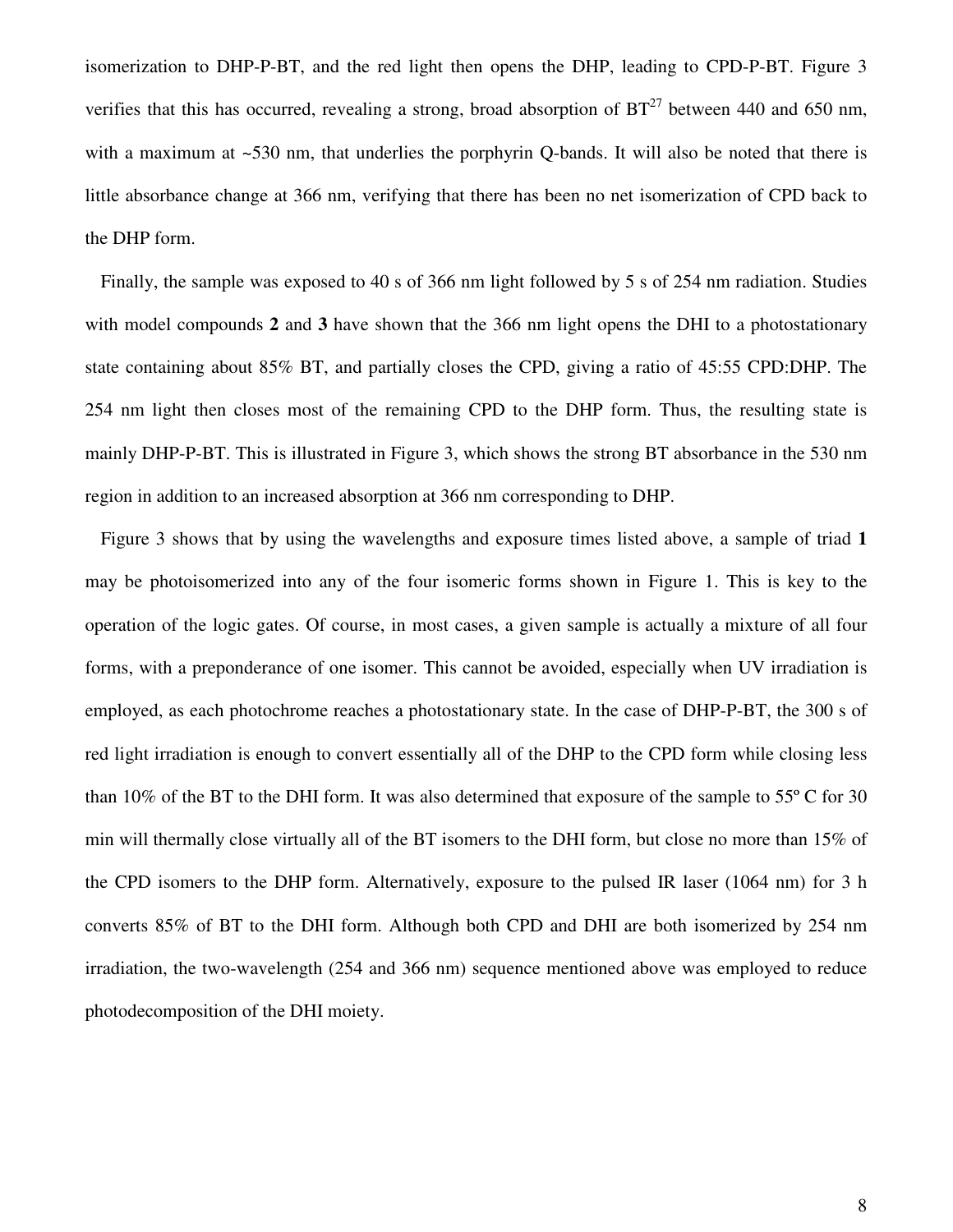isomerization to DHP-P-BT, and the red light then opens the DHP, leading to CPD-P-BT. Figure 3 verifies that this has occurred, revealing a strong, broad absorption of BT[27] between 440 and 650 nm, with a maximum at ~530 nm, that underlies the porphyrin Q-bands. It will also be noted that there is little absorbance change at 366 nm, verifying that there has been no net isomerization of CPD back to the DHP form.

Finally, the sample was exposed to 40 s of 366 nm light followed by 5 s of 254 nm radiation. Studies with model compounds **2** and **3** have shown that the 366 nm light opens the DHI to a photostationary state containing about 85% BT, and partially closes the CPD, giving a ratio of 45:55 CPD:DHP. The 254 nm light then closes most of the remaining CPD to the DHP form. Thus, the resulting state is mainly DHP-P-BT. This is illustrated in Figure 3, which shows the strong BT absorbance in the 530 nm region in addition to an increased absorption at 366 nm corresponding to DHP.

Figure 3 shows that by using the wavelengths and exposure times listed above, a sample of triad **1** may be photoisomerized into any of the four isomeric forms shown in Figure 1. This is key to the operation of the logic gates. Of course, in most cases, a given sample is actually a mixture of all four forms, with a preponderance of one isomer. This cannot be avoided, especially when UV irradiation is employed, as each photochrome reaches a photostationary state. In the case of DHP-P-BT, the 300 s of red light irradiation is enough to convert essentially all of the DHP to the CPD form while closing less than 10% of the BT to the DHI form. It was also determined that exposure of the sample to 55º C for 30 min will thermally close virtually all of the BT isomers to the DHI form, but close no more than 15% of the CPD isomers to the DHP form. Alternatively, exposure to the pulsed IR laser (1064 nm) for 3 h converts 85% of BT to the DHI form. Although both CPD and DHI are both isomerized by 254 nm irradiation, the two-wavelength (254 and 366 nm) sequence mentioned above was employed to reduce photodecomposition of the DHI moiety.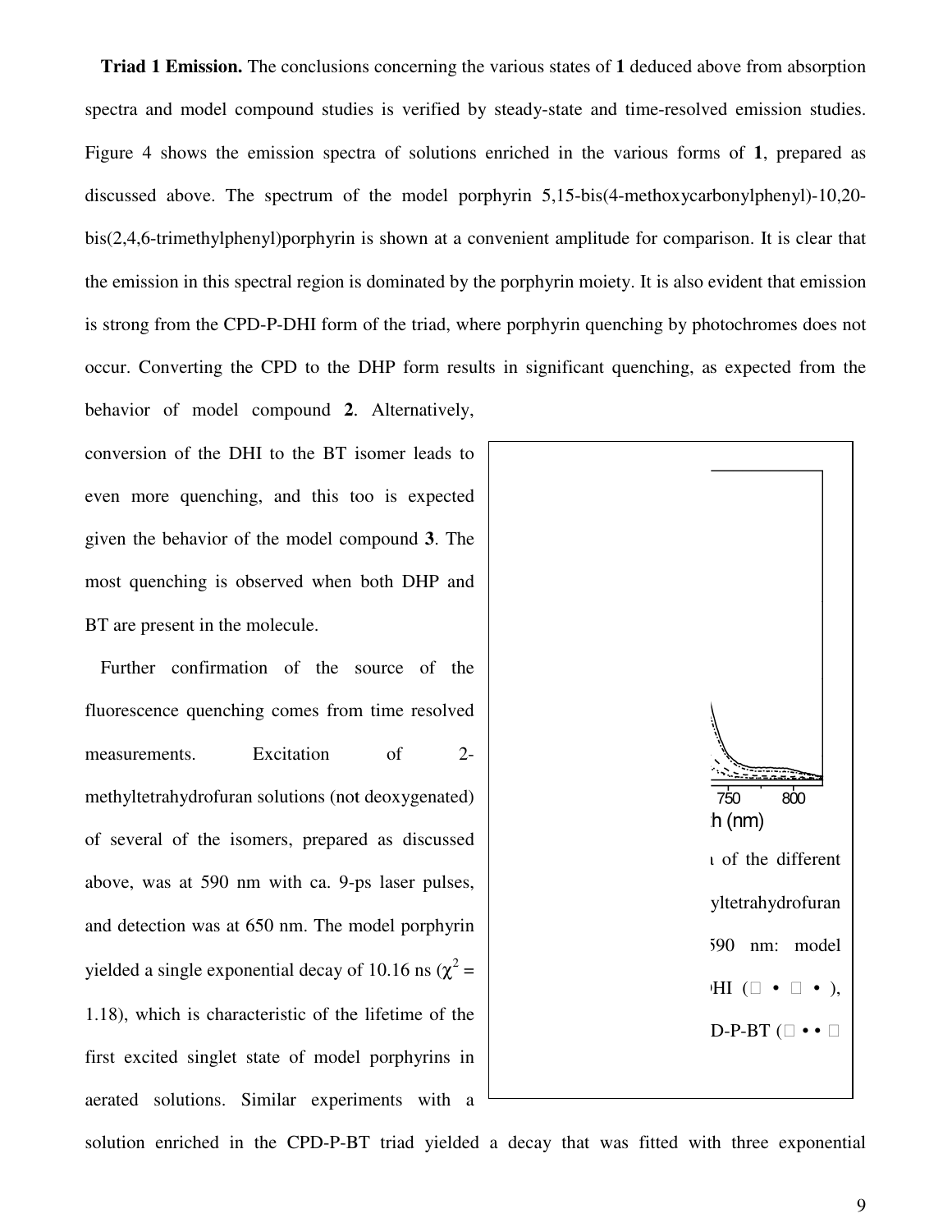**Triad 1 Emission.** The conclusions concerning the various states of **1** deduced above from absorption spectra and model compound studies is verified by steady-state and time-resolved emission studies. Figure 4 shows the emission spectra of solutions enriched in the various forms of **1**, prepared as discussed above. The spectrum of the model porphyrin 5,15-bis(4-methoxycarbonylphenyl)-10,20-bis(2,4,6-trimethylphenyl)porphyrin is shown at a convenient amplitude for comparison. It is clear that the emission in this spectral region is dominated by the porphyrin moiety. It is also evident that emission is strong from the CPD-P-DHI form of the triad, where porphyrin quenching by photochromes does not occur. Converting the CPD to the DHP form results in significant quenching, as expected from the behavior of model compound **2**. Alternatively, conversion of the DHI to the BT isomer leads to even more quenching, and this too is expected given the behavior of the model compound **3**. The most quenching is observed when both DHP and BT are present in the molecule.

Further confirmation of the source of the fluorescence quenching comes from time resolved measurements. Excitation of 2-methyltetrahydrofuran solutions (not deoxygenated) of several of the isomers, prepared as discussed above, was at 590 nm with ca. 9-ps laser pulses, and detection was at 650 nm. The model porphyrin yielded a single exponential decay of 10.16 ns ($\chi^2$ = 1.18), which is characteristic of the lifetime of the first excited singlet state of model porphyrins in aerated solutions. Similar experiments with a solution enriched in the CPD-P-BT triad yielded a decay that was fitted with three exponential

750 800

h (nm)

of the different yltetrahydrofuran 590 nm: model HI (□ • □ •), D-P-BT (□ • • □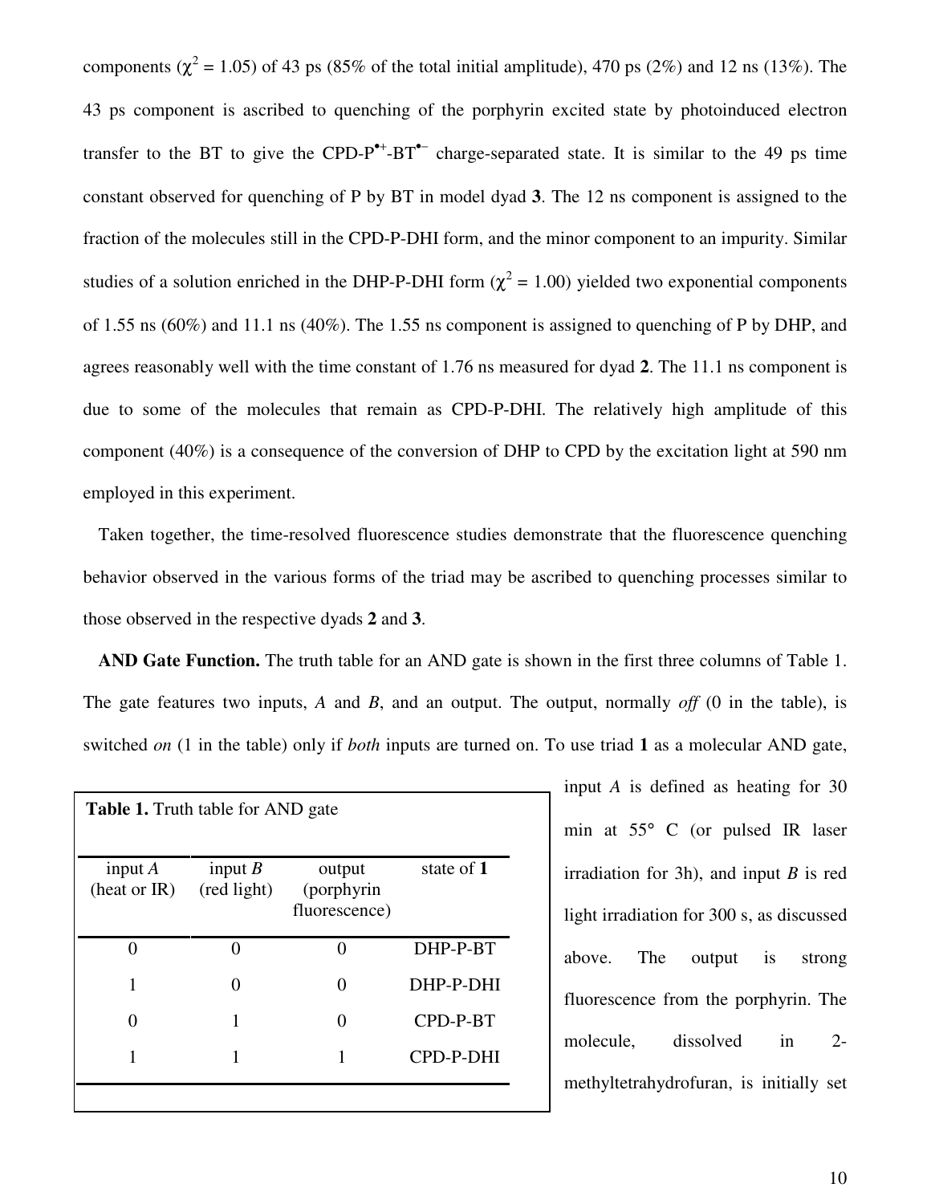components ($\chi^2$ = 1.05) of 43 ps (85% of the total initial amplitude), 470 ps (2%) and 12 ns (13%). The 43 ps component is ascribed to quenching of the porphyrin excited state by photoinduced electron transfer to the BT to give the CPD-P$^{\bullet+}$-BT$^{\bullet-}$ charge-separated state. It is similar to the 49 ps time constant observed for quenching of P by BT in model dyad **3**. The 12 ns component is assigned to the fraction of the molecules still in the CPD-P-DHI form, and the minor component to an impurity. Similar studies of a solution enriched in the DHP-P-DHI form ($\chi^2$ = 1.00) yielded two exponential components of 1.55 ns (60%) and 11.1 ns (40%). The 1.55 ns component is assigned to quenching of P by DHP, and agrees reasonably well with the time constant of 1.76 ns measured for dyad **2**. The 11.1 ns component is due to some of the molecules that remain as CPD-P-DHI. The relatively high amplitude of this component (40%) is a consequence of the conversion of DHP to CPD by the excitation light at 590 nm employed in this experiment.

Taken together, the time-resolved fluorescence studies demonstrate that the fluorescence quenching behavior observed in the various forms of the triad may be ascribed to quenching processes similar to those observed in the respective dyads **2** and **3**.

**AND Gate Function.** The truth table for an AND gate is shown in the first three columns of Table 1. The gate features two inputs, *A* and *B*, and an output. The output, normally *off* (0 in the table), is switched *on* (1 in the table) only if *both* inputs are turned on. To use triad **1** as a molecular AND gate, input *A* is defined as heating for 30 min at 55° C (or pulsed IR laser irradiation for 3h), and input *B* is red light irradiation for 300 s, as discussed above. The output is strong fluorescence from the porphyrin. The molecule, dissolved in 2-methyltetrahydrofuran, is initially set

**Table 1.** Truth table for AND gate

| input *A* (heat or IR) | input *B* (red light) | output (porphyrin fluorescence) | state of **1** |
|---|---|---|---|
| 0 | 0 | 0 | DHP-P-BT |
| 1 | 0 | 0 | DHP-P-DHI |
| 0 | 1 | 0 | CPD-P-BT |
| 1 | 1 | 1 | CPD-P-DHI |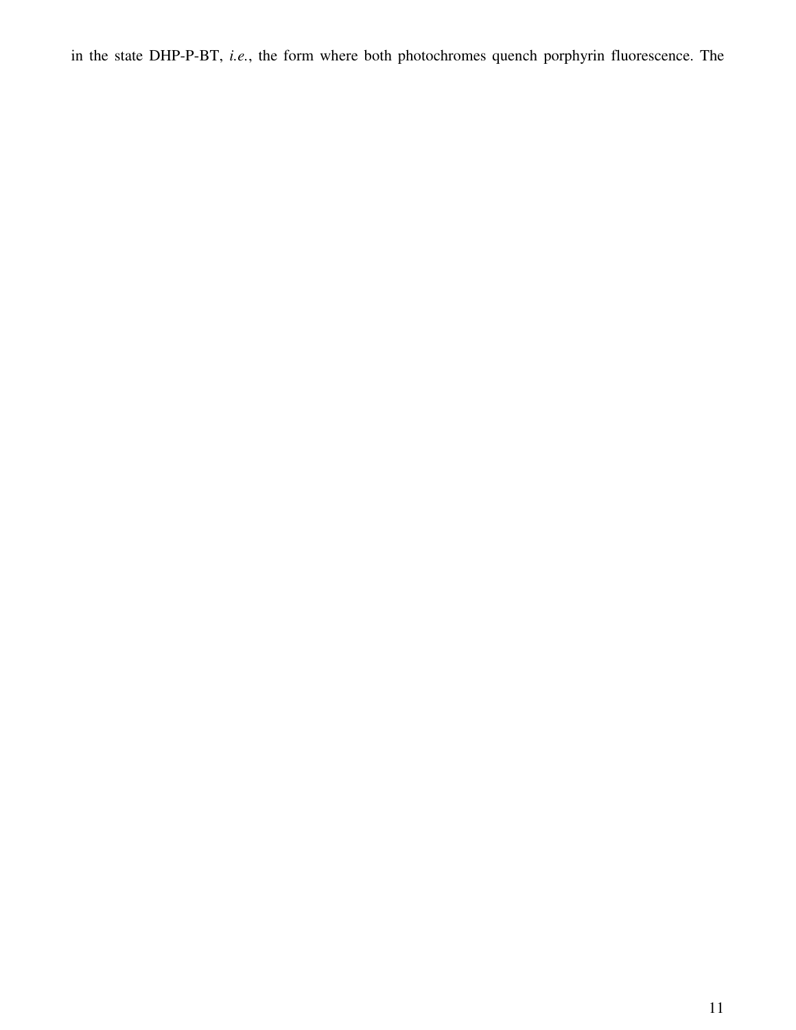in the state DHP-P-BT, *i.e.*, the form where both photochromes quench porphyrin fluorescence. The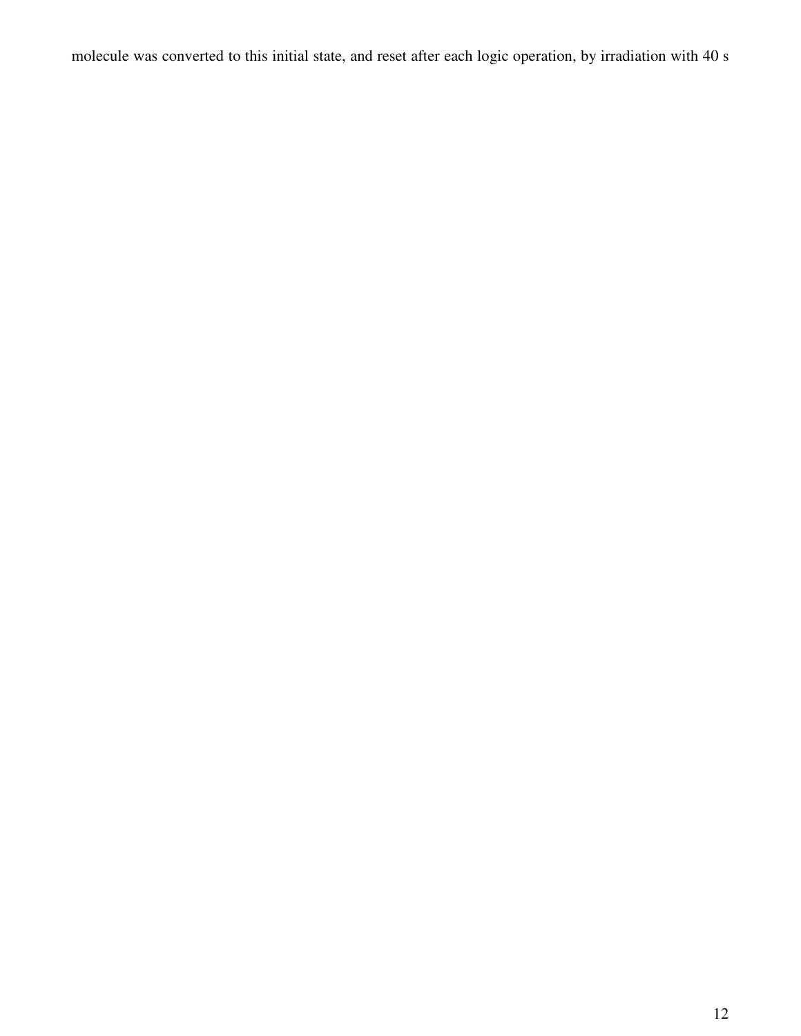molecule was converted to this initial state, and reset after each logic operation, by irradiation with 40 s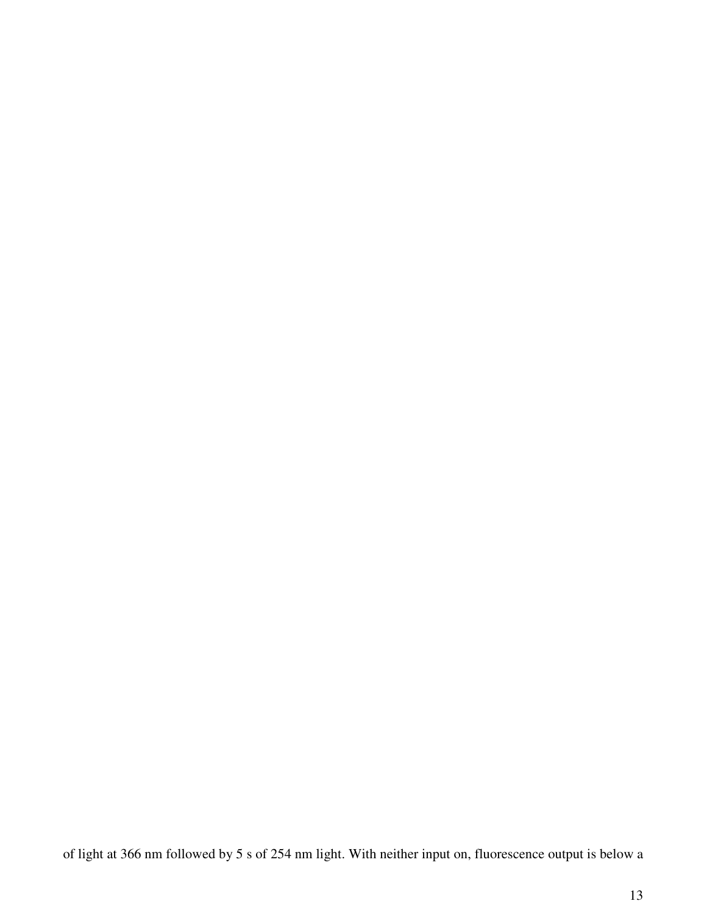of light at 366 nm followed by 5 s of 254 nm light. With neither input on, fluorescence output is below a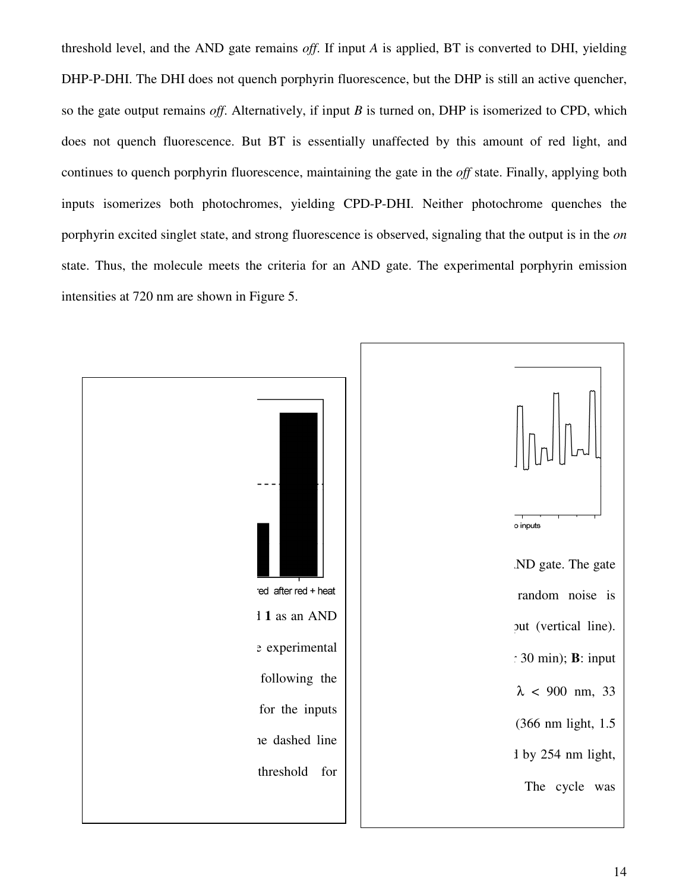threshold level, and the AND gate remains *off*. If input *A* is applied, BT is converted to DHI, yielding DHP-P-DHI. The DHI does not quench porphyrin fluorescence, but the DHP is still an active quencher, so the gate output remains *off*. Alternatively, if input *B* is turned on, DHP is isomerized to CPD, which does not quench fluorescence. But BT is essentially unaffected by this amount of red light, and continues to quench porphyrin fluorescence, maintaining the gate in the *off* state. Finally, applying both inputs isomerizes both photochromes, yielding CPD-P-DHI. Neither photochrome quenches the porphyrin excited singlet state, and strong fluorescence is observed, signaling that the output is in the *on* state. Thus, the molecule meets the criteria for an AND gate. The experimental porphyrin emission intensities at 720 nm are shown in Figure 5.

red after red + heat

1 **1** as an AND

e experimental

following the

for the inputs

ne dashed line

threshold for

o inputs

.ND gate. The gate

random noise is

put (vertical line).

: 30 min); **B**: input

$\lambda$ < 900 nm, 33

(366 nm light, 1.5

1 by 254 nm light,

The cycle was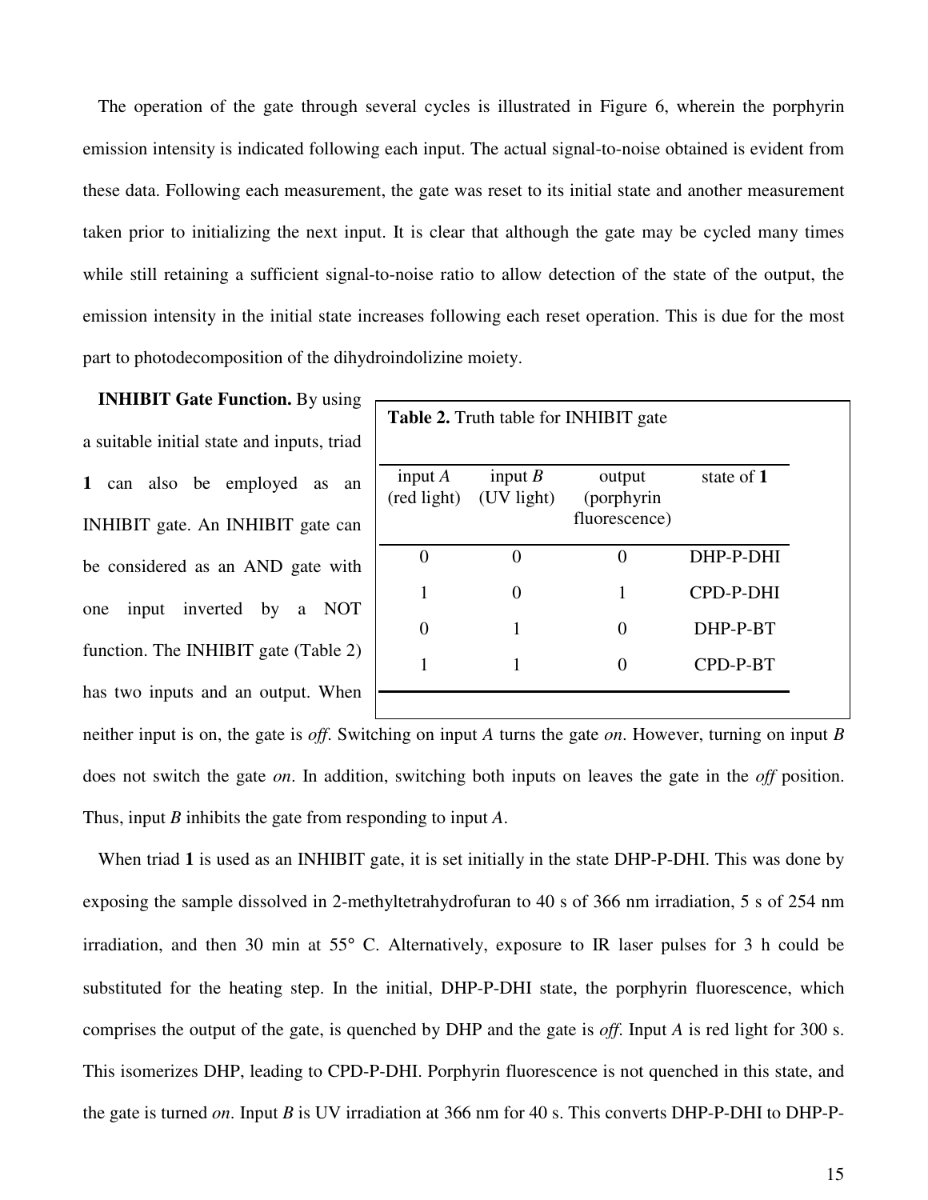The operation of the gate through several cycles is illustrated in Figure 6, wherein the porphyrin emission intensity is indicated following each input. The actual signal-to-noise obtained is evident from these data. Following each measurement, the gate was reset to its initial state and another measurement taken prior to initializing the next input. It is clear that although the gate may be cycled many times while still retaining a sufficient signal-to-noise ratio to allow detection of the state of the output, the emission intensity in the initial state increases following each reset operation. This is due for the most part to photodecomposition of the dihydroindolizine moiety.

**INHIBIT Gate Function.** By using a suitable initial state and inputs, triad **1** can also be employed as an INHIBIT gate. An INHIBIT gate can be considered as an AND gate with one input inverted by a NOT function. The INHIBIT gate (Table 2) has two inputs and an output. When neither input is on, the gate is *off*. Switching on input *A* turns the gate *on*. However, turning on input *B* does not switch the gate *on*. In addition, switching both inputs on leaves the gate in the *off* position. Thus, input *B* inhibits the gate from responding to input *A*.

**Table 2.** Truth table for INHIBIT gate

| input *A* (red light) | input *B* (UV light) | output (porphyrin fluorescence) | state of **1** |
|---|---|---|---|
| 0 | 0 | 0 | DHP-P-DHI |
| 1 | 0 | 1 | CPD-P-DHI |
| 0 | 1 | 0 | DHP-P-BT |
| 1 | 1 | 0 | CPD-P-BT |

When triad **1** is used as an INHIBIT gate, it is set initially in the state DHP-P-DHI. This was done by exposing the sample dissolved in 2-methyltetrahydrofuran to 40 s of 366 nm irradiation, 5 s of 254 nm irradiation, and then 30 min at 55° C. Alternatively, exposure to IR laser pulses for 3 h could be substituted for the heating step. In the initial, DHP-P-DHI state, the porphyrin fluorescence, which comprises the output of the gate, is quenched by DHP and the gate is *off*. Input *A* is red light for 300 s. This isomerizes DHP, leading to CPD-P-DHI. Porphyrin fluorescence is not quenched in this state, and the gate is turned *on*. Input *B* is UV irradiation at 366 nm for 40 s. This converts DHP-P-DHI to DHP-P-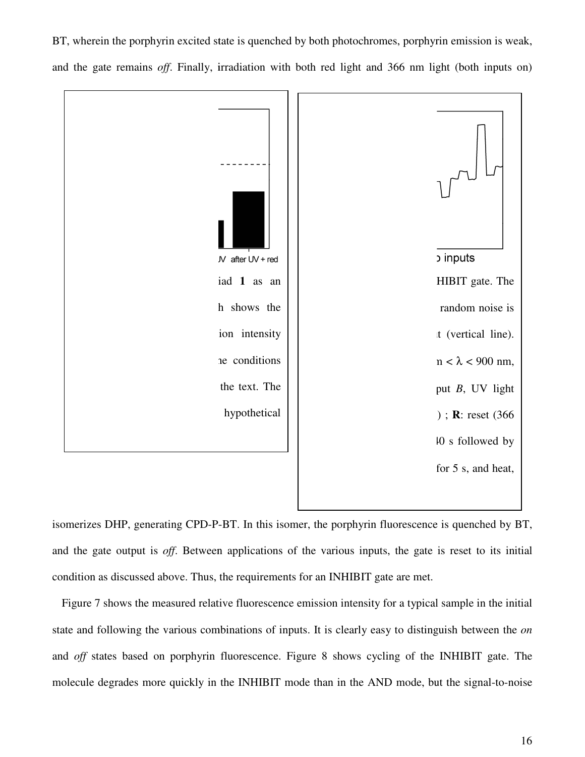BT, wherein the porphyrin excited state is quenched by both photochromes, porphyrin emission is weak, and the gate remains *off*. Finally, irradiation with both red light and 366 nm light (both inputs on) isomerizes DHP, generating CPD-P-BT. In this isomer, the porphyrin fluorescence is quenched by BT, and the gate output is *off*. Between applications of the various inputs, the gate is reset to its initial condition as discussed above. Thus, the requirements for an INHIBIT gate are met.

Figure 7 shows the measured relative fluorescence emission intensity for a typical sample in the initial state and following the various combinations of inputs. It is clearly easy to distinguish between the *on* and *off* states based on porphyrin fluorescence. Figure 8 shows cycling of the INHIBIT gate. The molecule degrades more quickly in the INHIBIT mode than in the AND mode, but the signal-to-noise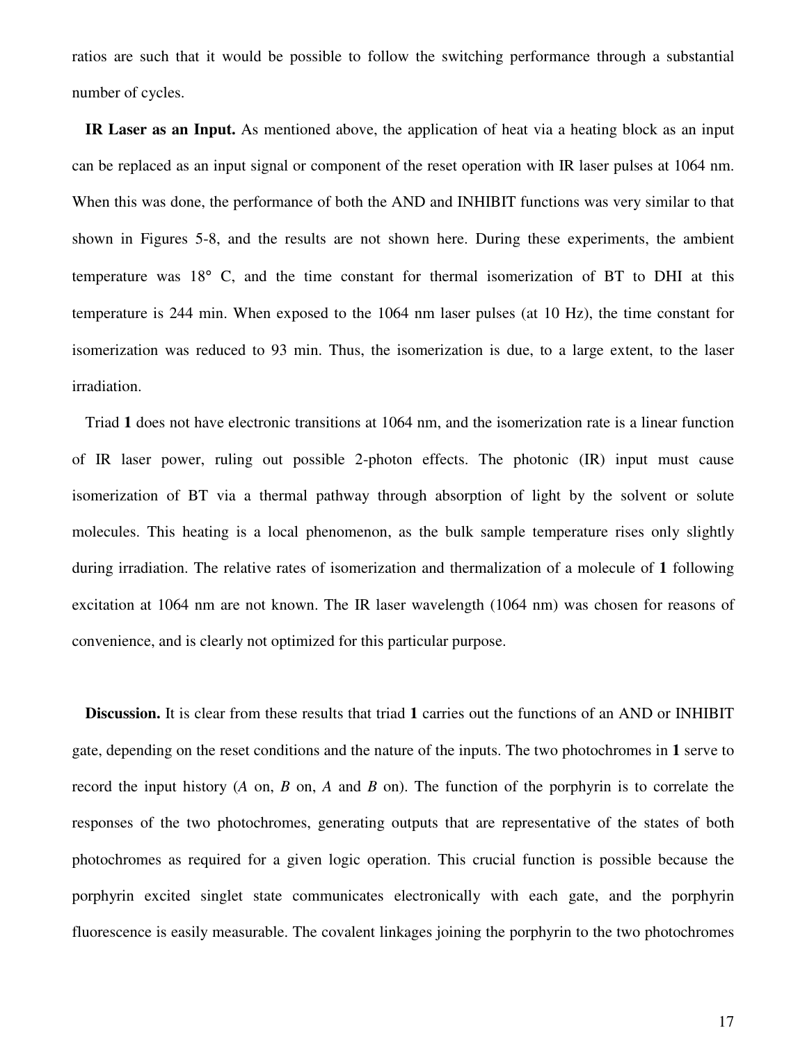ratios are such that it would be possible to follow the switching performance through a substantial number of cycles.

**IR Laser as an Input.** As mentioned above, the application of heat via a heating block as an input can be replaced as an input signal or component of the reset operation with IR laser pulses at 1064 nm. When this was done, the performance of both the AND and INHIBIT functions was very similar to that shown in Figures 5-8, and the results are not shown here. During these experiments, the ambient temperature was 18° C, and the time constant for thermal isomerization of BT to DHI at this temperature is 244 min. When exposed to the 1064 nm laser pulses (at 10 Hz), the time constant for isomerization was reduced to 93 min. Thus, the isomerization is due, to a large extent, to the laser irradiation.

Triad **1** does not have electronic transitions at 1064 nm, and the isomerization rate is a linear function of IR laser power, ruling out possible 2-photon effects. The photonic (IR) input must cause isomerization of BT via a thermal pathway through absorption of light by the solvent or solute molecules. This heating is a local phenomenon, as the bulk sample temperature rises only slightly during irradiation. The relative rates of isomerization and thermalization of a molecule of **1** following excitation at 1064 nm are not known. The IR laser wavelength (1064 nm) was chosen for reasons of convenience, and is clearly not optimized for this particular purpose.

**Discussion.** It is clear from these results that triad **1** carries out the functions of an AND or INHIBIT gate, depending on the reset conditions and the nature of the inputs. The two photochromes in **1** serve to record the input history (*A* on, *B* on, *A* and *B* on). The function of the porphyrin is to correlate the responses of the two photochromes, generating outputs that are representative of the states of both photochromes as required for a given logic operation. This crucial function is possible because the porphyrin excited singlet state communicates electronically with each gate, and the porphyrin fluorescence is easily measurable. The covalent linkages joining the porphyrin to the two photochromes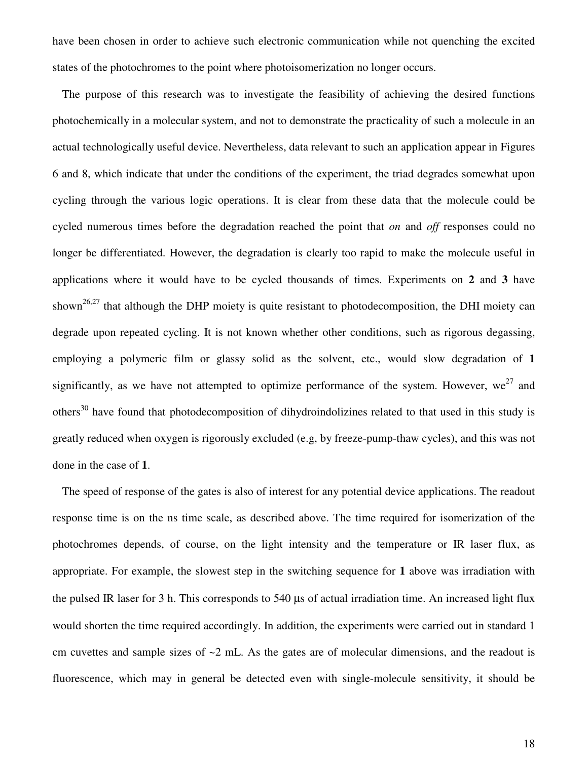have been chosen in order to achieve such electronic communication while not quenching the excited states of the photochromes to the point where photoisomerization no longer occurs.

The purpose of this research was to investigate the feasibility of achieving the desired functions photochemically in a molecular system, and not to demonstrate the practicality of such a molecule in an actual technologically useful device. Nevertheless, data relevant to such an application appear in Figures 6 and 8, which indicate that under the conditions of the experiment, the triad degrades somewhat upon cycling through the various logic operations. It is clear from these data that the molecule could be cycled numerous times before the degradation reached the point that *on* and *off* responses could no longer be differentiated. However, the degradation is clearly too rapid to make the molecule useful in applications where it would have to be cycled thousands of times. Experiments on **2** and **3** have shown[26,27] that although the DHP moiety is quite resistant to photodecomposition, the DHI moiety can degrade upon repeated cycling. It is not known whether other conditions, such as rigorous degassing, employing a polymeric film or glassy solid as the solvent, etc., would slow degradation of **1** significantly, as we have not attempted to optimize performance of the system. However, we[27] and others[30] have found that photodecomposition of dihydroindolizines related to that used in this study is greatly reduced when oxygen is rigorously excluded (e.g, by freeze-pump-thaw cycles), and this was not done in the case of **1**.

The speed of response of the gates is also of interest for any potential device applications. The readout response time is on the ns time scale, as described above. The time required for isomerization of the photochromes depends, of course, on the light intensity and the temperature or IR laser flux, as appropriate. For example, the slowest step in the switching sequence for **1** above was irradiation with the pulsed IR laser for 3 h. This corresponds to 540 μs of actual irradiation time. An increased light flux would shorten the time required accordingly. In addition, the experiments were carried out in standard 1 cm cuvettes and sample sizes of ~2 mL. As the gates are of molecular dimensions, and the readout is fluorescence, which may in general be detected even with single-molecule sensitivity, it should be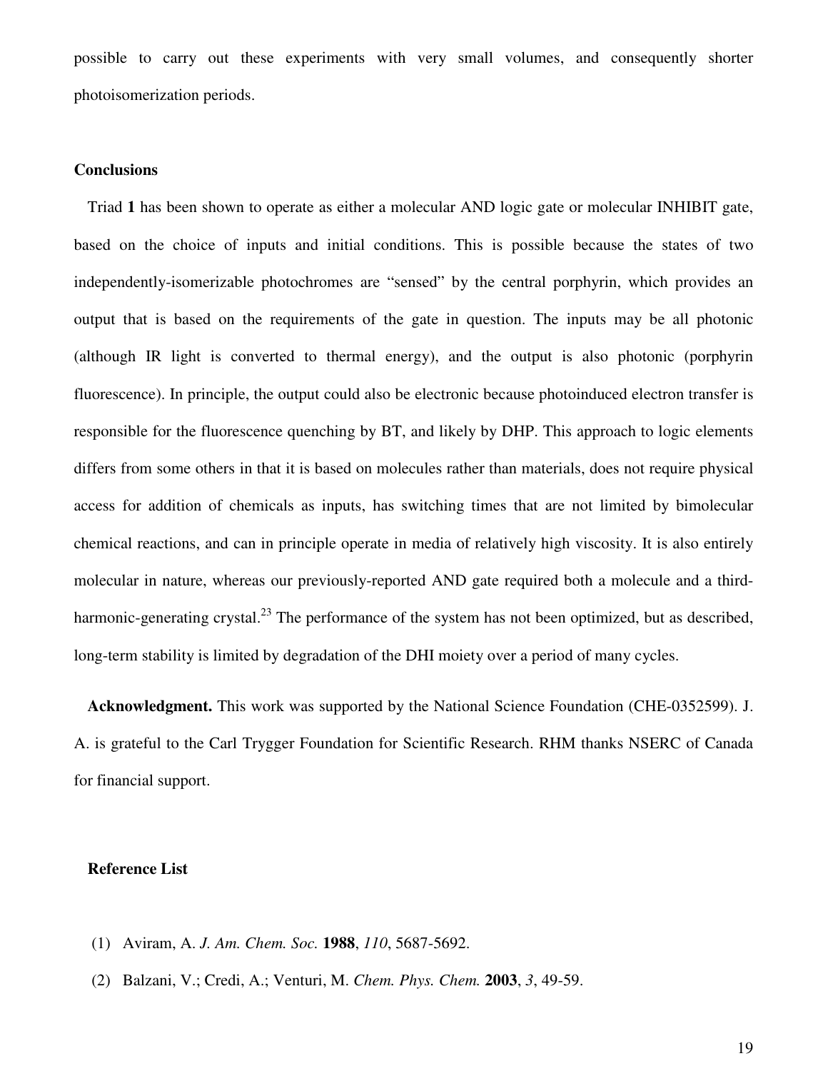possible to carry out these experiments with very small volumes, and consequently shorter photoisomerization periods.

## Conclusions

Triad **1** has been shown to operate as either a molecular AND logic gate or molecular INHIBIT gate, based on the choice of inputs and initial conditions. This is possible because the states of two independently-isomerizable photochromes are "sensed" by the central porphyrin, which provides an output that is based on the requirements of the gate in question. The inputs may be all photonic (although IR light is converted to thermal energy), and the output is also photonic (porphyrin fluorescence). In principle, the output could also be electronic because photoinduced electron transfer is responsible for the fluorescence quenching by BT, and likely by DHP. This approach to logic elements differs from some others in that it is based on molecules rather than materials, does not require physical access for addition of chemicals as inputs, has switching times that are not limited by bimolecular chemical reactions, and can in principle operate in media of relatively high viscosity. It is also entirely molecular in nature, whereas our previously-reported AND gate required both a molecule and a third-harmonic-generating crystal.[23] The performance of the system has not been optimized, but as described, long-term stability is limited by degradation of the DHI moiety over a period of many cycles.

**Acknowledgment.** This work was supported by the National Science Foundation (CHE-0352599). J. A. is grateful to the Carl Trygger Foundation for Scientific Research. RHM thanks NSERC of Canada for financial support.

## Reference List

(1) Aviram, A. *J. Am. Chem. Soc.* **1988**, *110*, 5687-5692.

(2) Balzani, V.; Credi, A.; Venturi, M. *Chem. Phys. Chem.* **2003**, *3*, 49-59.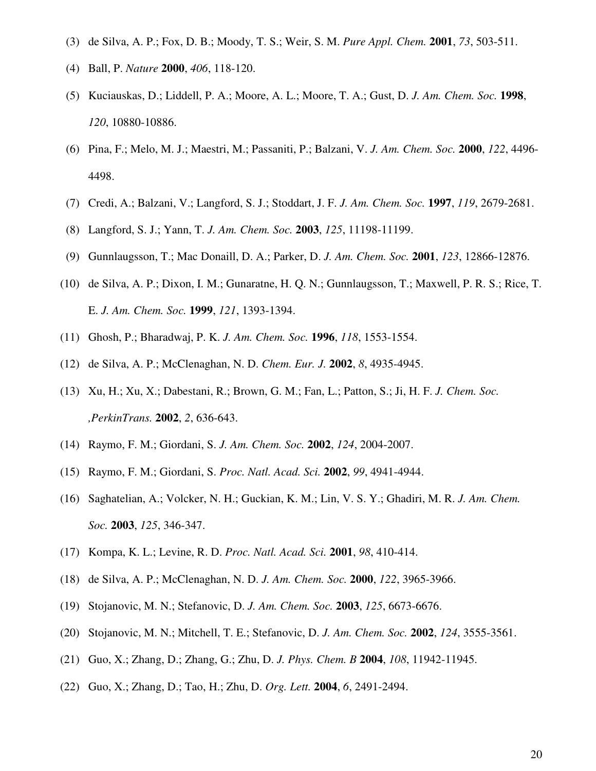(3) de Silva, A. P.; Fox, D. B.; Moody, T. S.; Weir, S. M. *Pure Appl. Chem.* **2001**, *73*, 503-511.

(4) Ball, P. *Nature* **2000**, *406*, 118-120.

(5) Kuciauskas, D.; Liddell, P. A.; Moore, A. L.; Moore, T. A.; Gust, D. *J. Am. Chem. Soc.* **1998**, *120*, 10880-10886.

(6) Pina, F.; Melo, M. J.; Maestri, M.; Passaniti, P.; Balzani, V. *J. Am. Chem. Soc.* **2000**, *122*, 4496-4498.

(7) Credi, A.; Balzani, V.; Langford, S. J.; Stoddart, J. F. *J. Am. Chem. Soc.* **1997**, *119*, 2679-2681.

(8) Langford, S. J.; Yann, T. *J. Am. Chem. Soc.* **2003**, *125*, 11198-11199.

(9) Gunnlaugsson, T.; Mac Donaill, D. A.; Parker, D. *J. Am. Chem. Soc.* **2001**, *123*, 12866-12876.

(10) de Silva, A. P.; Dixon, I. M.; Gunaratne, H. Q. N.; Gunnlaugsson, T.; Maxwell, P. R. S.; Rice, T. E. *J. Am. Chem. Soc.* **1999**, *121*, 1393-1394.

(11) Ghosh, P.; Bharadwaj, P. K. *J. Am. Chem. Soc.* **1996**, *118*, 1553-1554.

(12) de Silva, A. P.; McClenaghan, N. D. *Chem. Eur. J.* **2002**, *8*, 4935-4945.

(13) Xu, H.; Xu, X.; Dabestani, R.; Brown, G. M.; Fan, L.; Patton, S.; Ji, H. F. *J. Chem. Soc. ,PerkinTrans.* **2002**, *2*, 636-643.

(14) Raymo, F. M.; Giordani, S. *J. Am. Chem. Soc.* **2002**, *124*, 2004-2007.

(15) Raymo, F. M.; Giordani, S. *Proc. Natl. Acad. Sci.* **2002**, *99*, 4941-4944.

(16) Saghatelian, A.; Volcker, N. H.; Guckian, K. M.; Lin, V. S. Y.; Ghadiri, M. R. *J. Am. Chem. Soc.* **2003**, *125*, 346-347.

(17) Kompa, K. L.; Levine, R. D. *Proc. Natl. Acad. Sci.* **2001**, *98*, 410-414.

(18) de Silva, A. P.; McClenaghan, N. D. *J. Am. Chem. Soc.* **2000**, *122*, 3965-3966.

(19) Stojanovic, M. N.; Stefanovic, D. *J. Am. Chem. Soc.* **2003**, *125*, 6673-6676.

(20) Stojanovic, M. N.; Mitchell, T. E.; Stefanovic, D. *J. Am. Chem. Soc.* **2002**, *124*, 3555-3561.

(21) Guo, X.; Zhang, D.; Zhang, G.; Zhu, D. *J. Phys. Chem. B* **2004**, *108*, 11942-11945.

(22) Guo, X.; Zhang, D.; Tao, H.; Zhu, D. *Org. Lett.* **2004**, *6*, 2491-2494.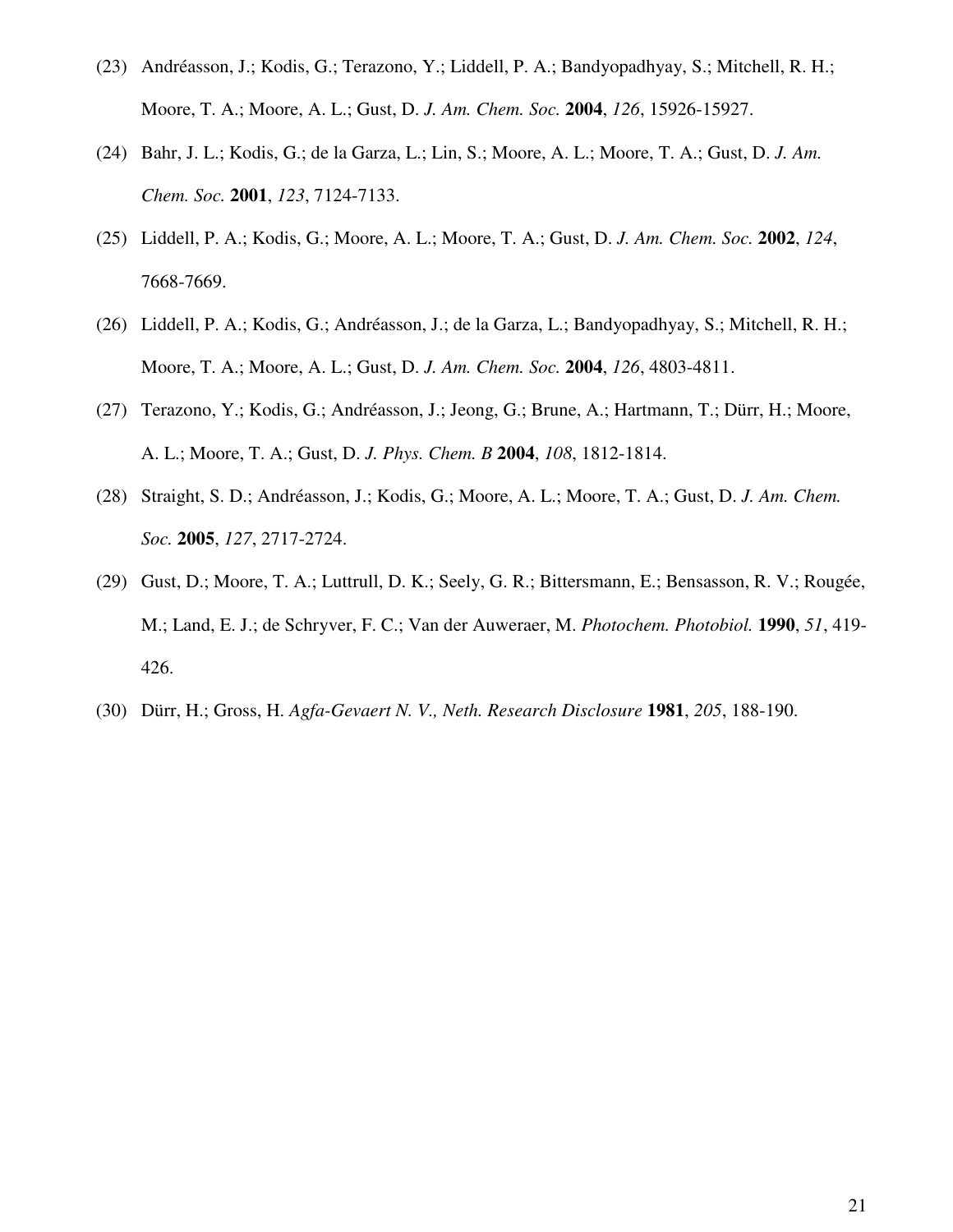(23) Andréasson, J.; Kodis, G.; Terazono, Y.; Liddell, P. A.; Bandyopadhyay, S.; Mitchell, R. H.; Moore, T. A.; Moore, A. L.; Gust, D. *J. Am. Chem. Soc.* **2004**, *126*, 15926-15927.

(24) Bahr, J. L.; Kodis, G.; de la Garza, L.; Lin, S.; Moore, A. L.; Moore, T. A.; Gust, D. *J. Am. Chem. Soc.* **2001**, *123*, 7124-7133.

(25) Liddell, P. A.; Kodis, G.; Moore, A. L.; Moore, T. A.; Gust, D. *J. Am. Chem. Soc.* **2002**, *124*, 7668-7669.

(26) Liddell, P. A.; Kodis, G.; Andréasson, J.; de la Garza, L.; Bandyopadhyay, S.; Mitchell, R. H.; Moore, T. A.; Moore, A. L.; Gust, D. *J. Am. Chem. Soc.* **2004**, *126*, 4803-4811.

(27) Terazono, Y.; Kodis, G.; Andréasson, J.; Jeong, G.; Brune, A.; Hartmann, T.; Dürr, H.; Moore, A. L.; Moore, T. A.; Gust, D. *J. Phys. Chem. B* **2004**, *108*, 1812-1814.

(28) Straight, S. D.; Andréasson, J.; Kodis, G.; Moore, A. L.; Moore, T. A.; Gust, D. *J. Am. Chem. Soc.* **2005**, *127*, 2717-2724.

(29) Gust, D.; Moore, T. A.; Luttrull, D. K.; Seely, G. R.; Bittersmann, E.; Bensasson, R. V.; Rougée, M.; Land, E. J.; de Schryver, F. C.; Van der Auweraer, M. *Photochem. Photobiol.* **1990**, *51*, 419-426.

(30) Dürr, H.; Gross, H. *Agfa-Gevaert N. V., Neth. Research Disclosure* **1981**, *205*, 188-190.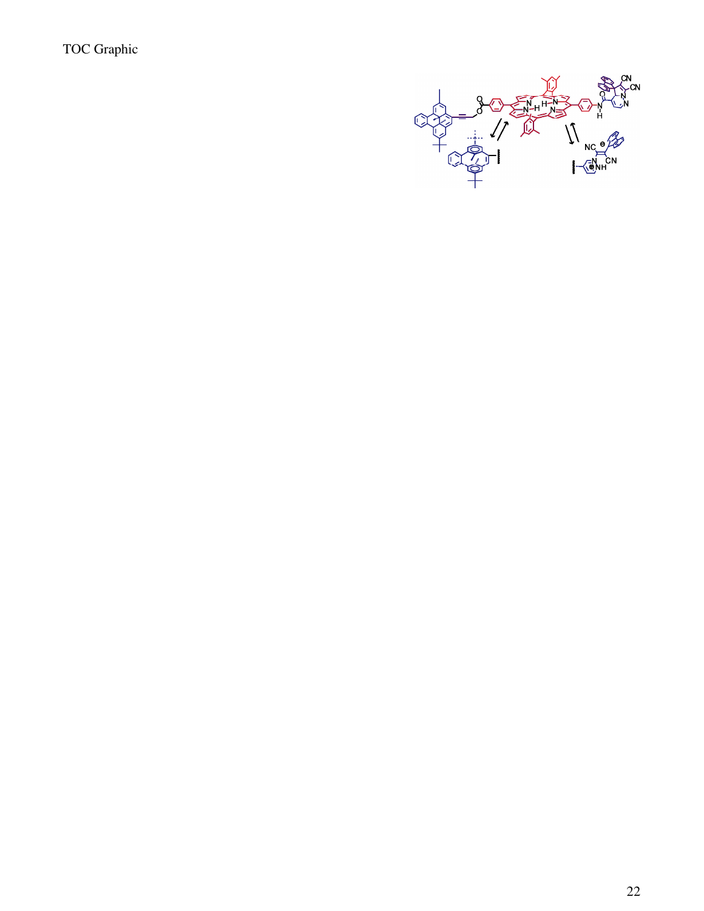TOC Graphic